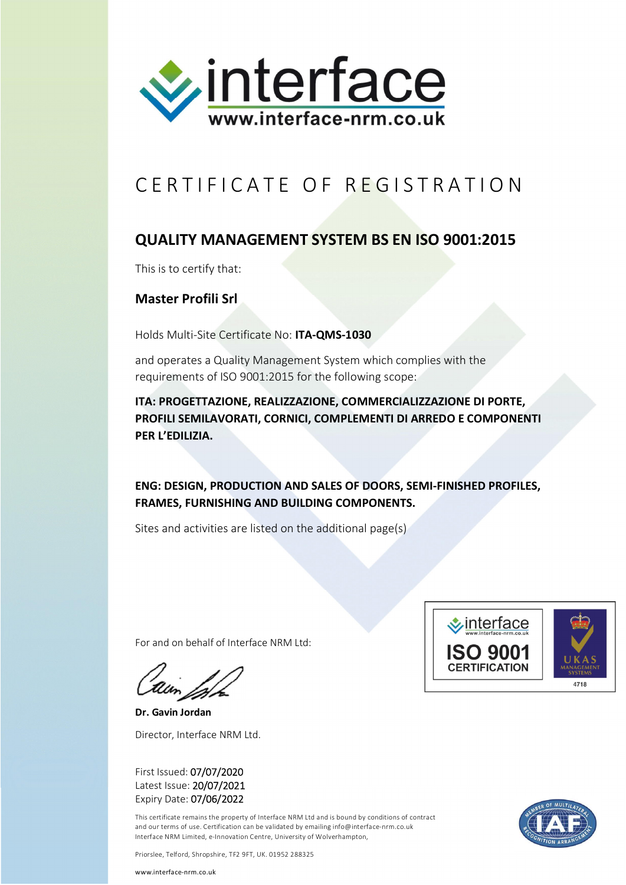interface
www.interface-nrm.co.uk

# CERTIFICATE OF REGISTRATION

## QUALITY MANAGEMENT SYSTEM BS EN ISO 9001:2015

This is to certify that:

**Master Profili Srl**

Holds Multi-Site Certificate No: **ITA-QMS-1030**

and operates a Quality Management System which complies with the requirements of ISO 9001:2015 for the following scope:

**ITA: PROGETTAZIONE, REALIZZAZIONE, COMMERCIALIZZAZIONE DI PORTE, PROFILI SEMILAVORATI, CORNICI, COMPLEMENTI DI ARREDO E COMPONENTI PER L'EDILIZIA.**

**ENG: DESIGN, PRODUCTION AND SALES OF DOORS, SEMI-FINISHED PROFILES, FRAMES, FURNISHING AND BUILDING COMPONENTS.**

Sites and activities are listed on the additional page(s)

For and on behalf of Interface NRM Ltd:

**Dr. Gavin Jordan**

Director, Interface NRM Ltd.

interface
www.interface-nrm.co.uk
ISO 9001
CERTIFICATION

UKAS
MANAGEMENT SYSTEMS
4718

First Issued: 07/07/2020
Latest Issue: 20/07/2021
Expiry Date: 07/06/2022

This certificate remains the property of Interface NRM Ltd and is bound by conditions of contract and our terms of use. Certification can be validated by emailing info@interface-nrm.co.uk
Interface NRM Limited, e-Innovation Centre, University of Wolverhampton,

Priorslee, Telford, Shropshire, TF2 9FT, UK. 01952 288325

www.interface-nrm.co.uk

MEMBER OF MULTILATERAL RECOGNITION ARRANGEMENT
IAF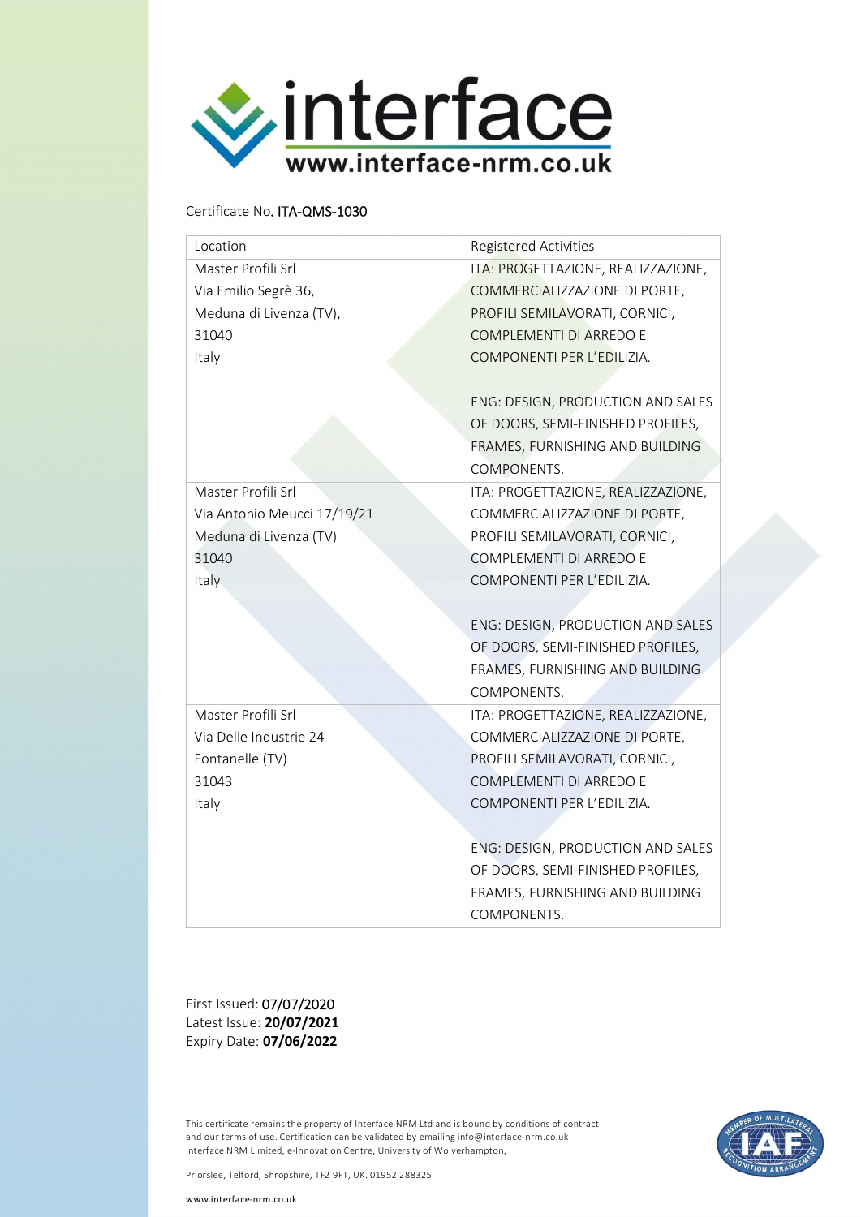interface
www.interface-nrm.co.uk

Certificate No. ITA-QMS-1030

| Location | Registered Activities |
| --- | --- |
| Master Profili Srl<br>Via Emilio Segrè 36,<br>Meduna di Livenza (TV),<br>31040<br>Italy | ITA: PROGETTAZIONE, REALIZZAZIONE, COMMERCIALIZZAZIONE DI PORTE, PROFILI SEMILAVORATI, CORNICI, COMPLEMENTI DI ARREDO E COMPONENTI PER L'EDILIZIA.<br><br>ENG: DESIGN, PRODUCTION AND SALES OF DOORS, SEMI-FINISHED PROFILES, FRAMES, FURNISHING AND BUILDING COMPONENTS. |
| Master Profili Srl<br>Via Antonio Meucci 17/19/21<br>Meduna di Livenza (TV)<br>31040<br>Italy | ITA: PROGETTAZIONE, REALIZZAZIONE, COMMERCIALIZZAZIONE DI PORTE, PROFILI SEMILAVORATI, CORNICI, COMPLEMENTI DI ARREDO E COMPONENTI PER L'EDILIZIA.<br><br>ENG: DESIGN, PRODUCTION AND SALES OF DOORS, SEMI-FINISHED PROFILES, FRAMES, FURNISHING AND BUILDING COMPONENTS. |
| Master Profili Srl<br>Via Delle Industrie 24<br>Fontanelle (TV)<br>31043<br>Italy | ITA: PROGETTAZIONE, REALIZZAZIONE, COMMERCIALIZZAZIONE DI PORTE, PROFILI SEMILAVORATI, CORNICI, COMPLEMENTI DI ARREDO E COMPONENTI PER L'EDILIZIA.<br><br>ENG: DESIGN, PRODUCTION AND SALES OF DOORS, SEMI-FINISHED PROFILES, FRAMES, FURNISHING AND BUILDING COMPONENTS. |

First Issued: 07/07/2020
Latest Issue: **20/07/2021**
Expiry Date: **07/06/2022**

This certificate remains the property of Interface NRM Ltd and is bound by conditions of contract and our terms of use. Certification can be validated by emailing info@interface-nrm.co.uk
Interface NRM Limited, e-Innovation Centre, University of Wolverhampton,

Priorslee, Telford, Shropshire, TF2 9FT, UK. 01952 288325

www.interface-nrm.co.uk

MEMBER OF MULTILATERAL RECOGNITION ARRANGEMENT IAF